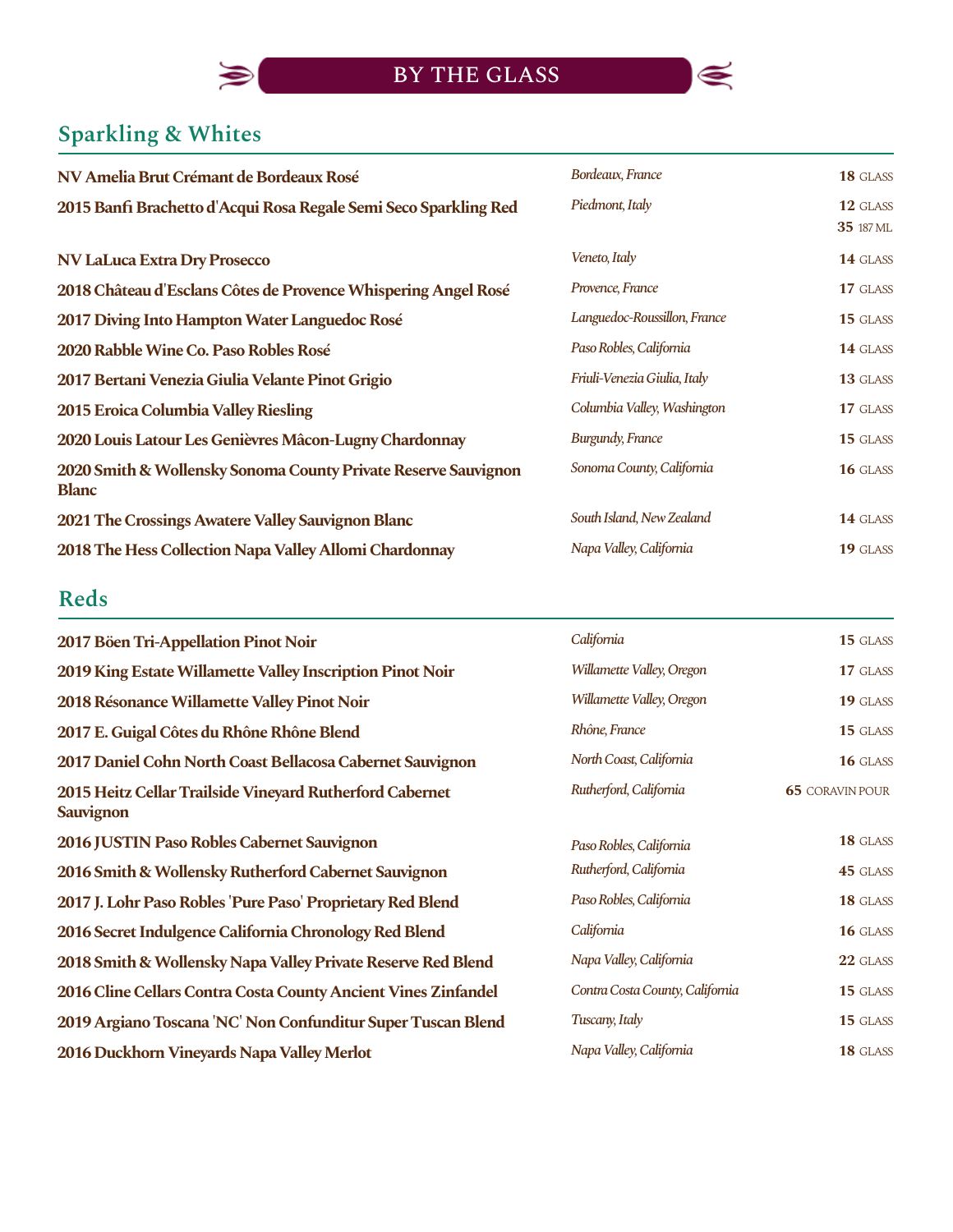# BY THE GLASS

## Sparkling & Whites

| Wine | Region | Price |
|---|---|---|
| **NV Amelia Brut Crémant de Bordeaux Rosé** | *Bordeaux, France* | **18** GLASS |
| **2015 Banfi Brachetto d'Acqui Rosa Regale Semi Seco Sparkling Red** | *Piedmont, Italy* | **12** GLASS<br>**35** 187 ML |
| **NV LaLuca Extra Dry Prosecco** | *Veneto, Italy* | **14** GLASS |
| **2018 Château d'Esclans Côtes de Provence Whispering Angel Rosé** | *Provence, France* | **17** GLASS |
| **2017 Diving Into Hampton Water Languedoc Rosé** | *Languedoc-Roussillon, France* | **15** GLASS |
| **2020 Rabble Wine Co. Paso Robles Rosé** | *Paso Robles, California* | **14** GLASS |
| **2017 Bertani Venezia Giulia Velante Pinot Grigio** | *Friuli-Venezia Giulia, Italy* | **13** GLASS |
| **2015 Eroica Columbia Valley Riesling** | *Columbia Valley, Washington* | **17** GLASS |
| **2020 Louis Latour Les Genièvres Mâcon-Lugny Chardonnay** | *Burgundy, France* | **15** GLASS |
| **2020 Smith & Wollensky Sonoma County Private Reserve Sauvignon Blanc** | *Sonoma County, California* | **16** GLASS |
| **2021 The Crossings Awatere Valley Sauvignon Blanc** | *South Island, New Zealand* | **14** GLASS |
| **2018 The Hess Collection Napa Valley Allomi Chardonnay** | *Napa Valley, California* | **19** GLASS |

## Reds

| Wine | Region | Price |
|---|---|---|
| **2017 Böen Tri-Appellation Pinot Noir** | *California* | **15** GLASS |
| **2019 King Estate Willamette Valley Inscription Pinot Noir** | *Willamette Valley, Oregon* | **17** GLASS |
| **2018 Résonance Willamette Valley Pinot Noir** | *Willamette Valley, Oregon* | **19** GLASS |
| **2017 E. Guigal Côtes du Rhône Rhône Blend** | *Rhône, France* | **15** GLASS |
| **2017 Daniel Cohn North Coast Bellacosa Cabernet Sauvignon** | *North Coast, California* | **16** GLASS |
| **2015 Heitz Cellar Trailside Vineyard Rutherford Cabernet Sauvignon** | *Rutherford, California* | **65** CORAVIN POUR |
| **2016 JUSTIN Paso Robles Cabernet Sauvignon** | *Paso Robles, California* | **18** GLASS |
| **2016 Smith & Wollensky Rutherford Cabernet Sauvignon** | *Rutherford, California* | **45** GLASS |
| **2017 J. Lohr Paso Robles 'Pure Paso' Proprietary Red Blend** | *Paso Robles, California* | **18** GLASS |
| **2016 Secret Indulgence California Chronology Red Blend** | *California* | **16** GLASS |
| **2018 Smith & Wollensky Napa Valley Private Reserve Red Blend** | *Napa Valley, California* | **22** GLASS |
| **2016 Cline Cellars Contra Costa County Ancient Vines Zinfandel** | *Contra Costa County, California* | **15** GLASS |
| **2019 Argiano Toscana 'NC' Non Confunditur Super Tuscan Blend** | *Tuscany, Italy* | **15** GLASS |
| **2016 Duckhorn Vineyards Napa Valley Merlot** | *Napa Valley, California* | **18** GLASS |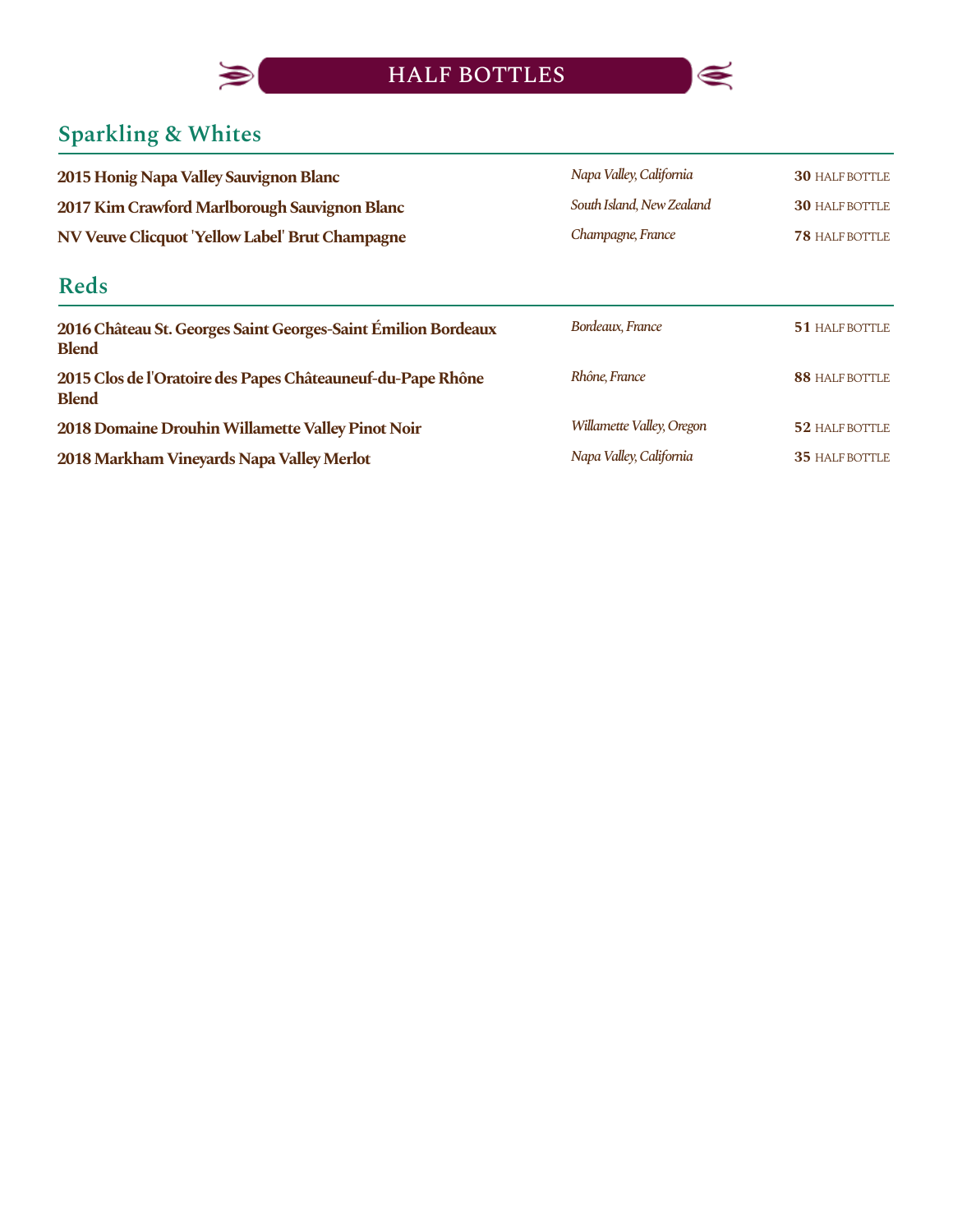# HALF BOTTLES

## Sparkling & Whites

| | | |
|---|---|---|
| **2015 Honig Napa Valley Sauvignon Blanc** | *Napa Valley, California* | **30** HALF BOTTLE |
| **2017 Kim Crawford Marlborough Sauvignon Blanc** | *South Island, New Zealand* | **30** HALF BOTTLE |
| **NV Veuve Clicquot 'Yellow Label' Brut Champagne** | *Champagne, France* | **78** HALF BOTTLE |

## Reds

| | | |
|---|---|---|
| **2016 Château St. Georges Saint Georges-Saint Émilion Bordeaux Blend** | *Bordeaux, France* | **51** HALF BOTTLE |
| **2015 Clos de l'Oratoire des Papes Châteauneuf-du-Pape Rhône Blend** | *Rhône, France* | **88** HALF BOTTLE |
| **2018 Domaine Drouhin Willamette Valley Pinot Noir** | *Willamette Valley, Oregon* | **52** HALF BOTTLE |
| **2018 Markham Vineyards Napa Valley Merlot** | *Napa Valley, California* | **35** HALF BOTTLE |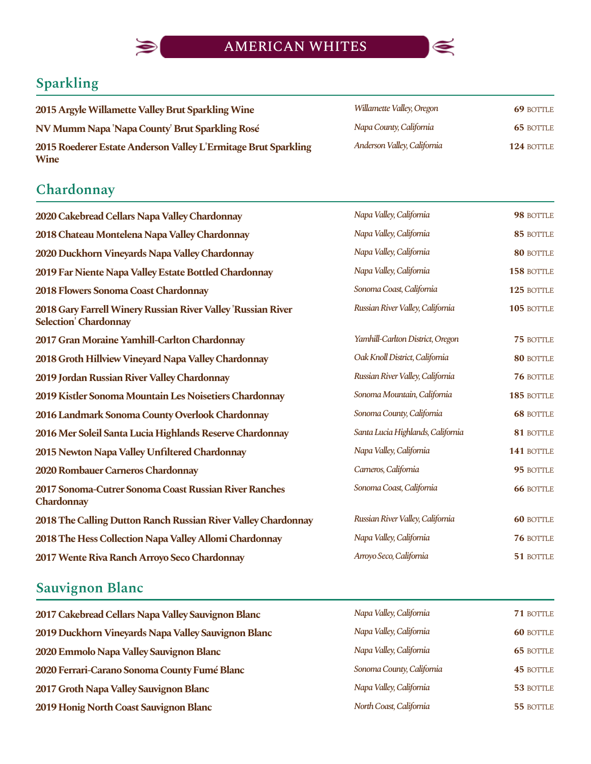# AMERICAN WHITES

## Sparkling

| | | |
|---|---|---|
| **2015 Argyle Willamette Valley Brut Sparkling Wine** | *Willamette Valley, Oregon* | **69** BOTTLE |
| **NV Mumm Napa 'Napa County' Brut Sparkling Rosé** | *Napa County, California* | **65** BOTTLE |
| **2015 Roederer Estate Anderson Valley L'Ermitage Brut Sparkling Wine** | *Anderson Valley, California* | **124** BOTTLE |

## Chardonnay

| | | |
|---|---|---|
| **2020 Cakebread Cellars Napa Valley Chardonnay** | *Napa Valley, California* | **98** BOTTLE |
| **2018 Chateau Montelena Napa Valley Chardonnay** | *Napa Valley, California* | **85** BOTTLE |
| **2020 Duckhorn Vineyards Napa Valley Chardonnay** | *Napa Valley, California* | **80** BOTTLE |
| **2019 Far Niente Napa Valley Estate Bottled Chardonnay** | *Napa Valley, California* | **158** BOTTLE |
| **2018 Flowers Sonoma Coast Chardonnay** | *Sonoma Coast, California* | **125** BOTTLE |
| **2018 Gary Farrell Winery Russian River Valley 'Russian River Selection' Chardonnay** | *Russian River Valley, California* | **105** BOTTLE |
| **2017 Gran Moraine Yamhill-Carlton Chardonnay** | *Yamhill-Carlton District, Oregon* | **75** BOTTLE |
| **2018 Groth Hillview Vineyard Napa Valley Chardonnay** | *Oak Knoll District, California* | **80** BOTTLE |
| **2019 Jordan Russian River Valley Chardonnay** | *Russian River Valley, California* | **76** BOTTLE |
| **2019 Kistler Sonoma Mountain Les Noisetiers Chardonnay** | *Sonoma Mountain, California* | **185** BOTTLE |
| **2016 Landmark Sonoma County Overlook Chardonnay** | *Sonoma County, California* | **68** BOTTLE |
| **2016 Mer Soleil Santa Lucia Highlands Reserve Chardonnay** | *Santa Lucia Highlands, California* | **81** BOTTLE |
| **2015 Newton Napa Valley Unfiltered Chardonnay** | *Napa Valley, California* | **141** BOTTLE |
| **2020 Rombauer Carneros Chardonnay** | *Carneros, California* | **95** BOTTLE |
| **2017 Sonoma-Cutrer Sonoma Coast Russian River Ranches Chardonnay** | *Sonoma Coast, California* | **66** BOTTLE |
| **2018 The Calling Dutton Ranch Russian River Valley Chardonnay** | *Russian River Valley, California* | **60** BOTTLE |
| **2018 The Hess Collection Napa Valley Allomi Chardonnay** | *Napa Valley, California* | **76** BOTTLE |
| **2017 Wente Riva Ranch Arroyo Seco Chardonnay** | *Arroyo Seco, California* | **51** BOTTLE |

## Sauvignon Blanc

| | | |
|---|---|---|
| **2017 Cakebread Cellars Napa Valley Sauvignon Blanc** | *Napa Valley, California* | **71** BOTTLE |
| **2019 Duckhorn Vineyards Napa Valley Sauvignon Blanc** | *Napa Valley, California* | **60** BOTTLE |
| **2020 Emmolo Napa Valley Sauvignon Blanc** | *Napa Valley, California* | **65** BOTTLE |
| **2020 Ferrari-Carano Sonoma County Fumé Blanc** | *Sonoma County, California* | **45** BOTTLE |
| **2017 Groth Napa Valley Sauvignon Blanc** | *Napa Valley, California* | **53** BOTTLE |
| **2019 Honig North Coast Sauvignon Blanc** | *North Coast, California* | **55** BOTTLE |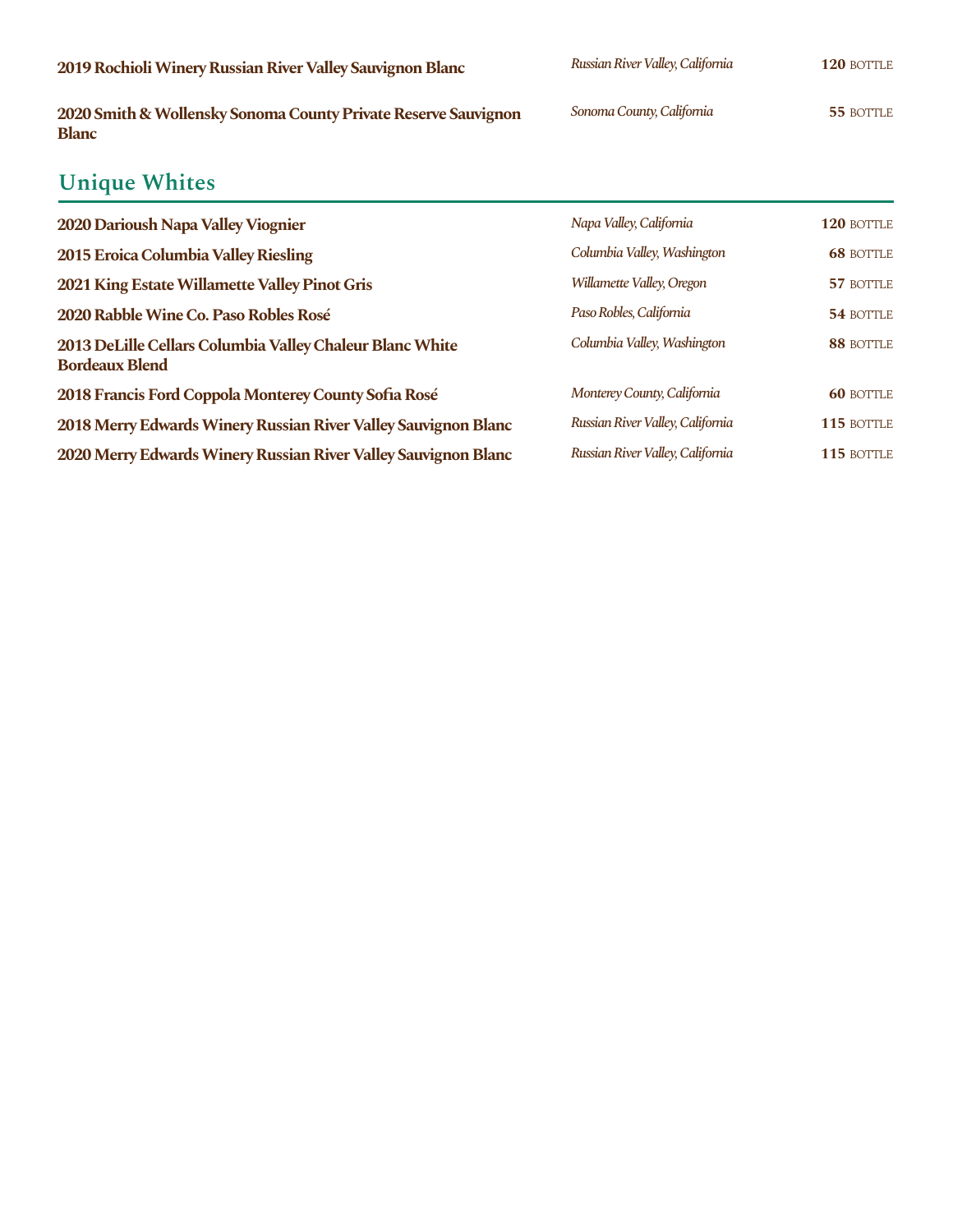**2019 Rochioli Winery Russian River Valley Sauvignon Blanc** — *Russian River Valley, California* — **120** BOTTLE

**2020 Smith & Wollensky Sonoma County Private Reserve Sauvignon Blanc** — *Sonoma County, California* — **55** BOTTLE

## Unique Whites

**2020 Darioush Napa Valley Viognier** — *Napa Valley, California* — **120** BOTTLE

**2015 Eroica Columbia Valley Riesling** — *Columbia Valley, Washington* — **68** BOTTLE

**2021 King Estate Willamette Valley Pinot Gris** — *Willamette Valley, Oregon* — **57** BOTTLE

**2020 Rabble Wine Co. Paso Robles Rosé** — *Paso Robles, California* — **54** BOTTLE

**2013 DeLille Cellars Columbia Valley Chaleur Blanc White Bordeaux Blend** — *Columbia Valley, Washington* — **88** BOTTLE

**2018 Francis Ford Coppola Monterey County Sofia Rosé** — *Monterey County, California* — **60** BOTTLE

**2018 Merry Edwards Winery Russian River Valley Sauvignon Blanc** — *Russian River Valley, California* — **115** BOTTLE

**2020 Merry Edwards Winery Russian River Valley Sauvignon Blanc** — *Russian River Valley, California* — **115** BOTTLE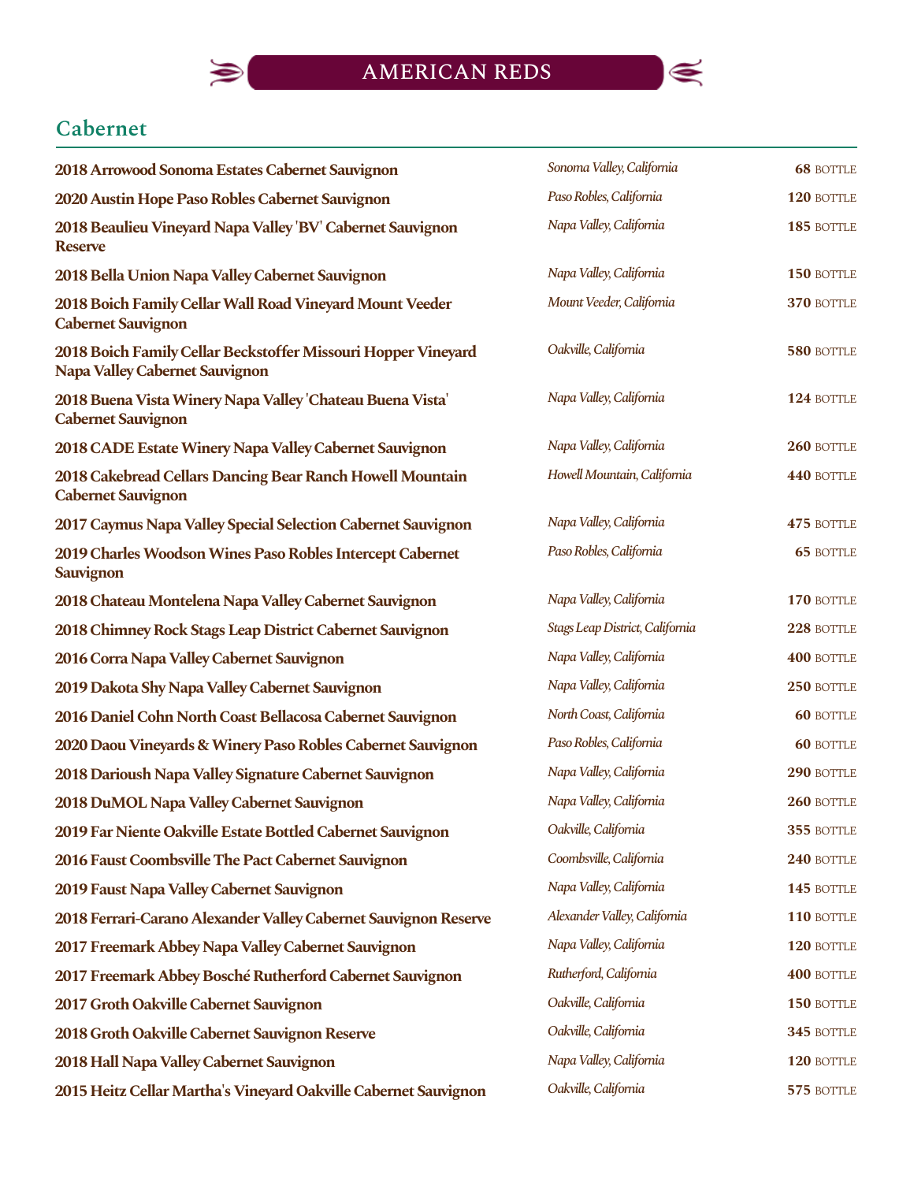# AMERICAN REDS

## Cabernet

| | | |
|---|---|---|
| **2018 Arrowood Sonoma Estates Cabernet Sauvignon** | *Sonoma Valley, California* | **68** BOTTLE |
| **2020 Austin Hope Paso Robles Cabernet Sauvignon** | *Paso Robles, California* | **120** BOTTLE |
| **2018 Beaulieu Vineyard Napa Valley 'BV' Cabernet Sauvignon Reserve** | *Napa Valley, California* | **185** BOTTLE |
| **2018 Bella Union Napa Valley Cabernet Sauvignon** | *Napa Valley, California* | **150** BOTTLE |
| **2018 Boich Family Cellar Wall Road Vineyard Mount Veeder Cabernet Sauvignon** | *Mount Veeder, California* | **370** BOTTLE |
| **2018 Boich Family Cellar Beckstoffer Missouri Hopper Vineyard Napa Valley Cabernet Sauvignon** | *Oakville, California* | **580** BOTTLE |
| **2018 Buena Vista Winery Napa Valley 'Chateau Buena Vista' Cabernet Sauvignon** | *Napa Valley, California* | **124** BOTTLE |
| **2018 CADE Estate Winery Napa Valley Cabernet Sauvignon** | *Napa Valley, California* | **260** BOTTLE |
| **2018 Cakebread Cellars Dancing Bear Ranch Howell Mountain Cabernet Sauvignon** | *Howell Mountain, California* | **440** BOTTLE |
| **2017 Caymus Napa Valley Special Selection Cabernet Sauvignon** | *Napa Valley, California* | **475** BOTTLE |
| **2019 Charles Woodson Wines Paso Robles Intercept Cabernet Sauvignon** | *Paso Robles, California* | **65** BOTTLE |
| **2018 Chateau Montelena Napa Valley Cabernet Sauvignon** | *Napa Valley, California* | **170** BOTTLE |
| **2018 Chimney Rock Stags Leap District Cabernet Sauvignon** | *Stags Leap District, California* | **228** BOTTLE |
| **2016 Corra Napa Valley Cabernet Sauvignon** | *Napa Valley, California* | **400** BOTTLE |
| **2019 Dakota Shy Napa Valley Cabernet Sauvignon** | *Napa Valley, California* | **250** BOTTLE |
| **2016 Daniel Cohn North Coast Bellacosa Cabernet Sauvignon** | *North Coast, California* | **60** BOTTLE |
| **2020 Daou Vineyards & Winery Paso Robles Cabernet Sauvignon** | *Paso Robles, California* | **60** BOTTLE |
| **2018 Darioush Napa Valley Signature Cabernet Sauvignon** | *Napa Valley, California* | **290** BOTTLE |
| **2018 DuMOL Napa Valley Cabernet Sauvignon** | *Napa Valley, California* | **260** BOTTLE |
| **2019 Far Niente Oakville Estate Bottled Cabernet Sauvignon** | *Oakville, California* | **355** BOTTLE |
| **2016 Faust Coombsville The Pact Cabernet Sauvignon** | *Coombsville, California* | **240** BOTTLE |
| **2019 Faust Napa Valley Cabernet Sauvignon** | *Napa Valley, California* | **145** BOTTLE |
| **2018 Ferrari-Carano Alexander Valley Cabernet Sauvignon Reserve** | *Alexander Valley, California* | **110** BOTTLE |
| **2017 Freemark Abbey Napa Valley Cabernet Sauvignon** | *Napa Valley, California* | **120** BOTTLE |
| **2017 Freemark Abbey Bosché Rutherford Cabernet Sauvignon** | *Rutherford, California* | **400** BOTTLE |
| **2017 Groth Oakville Cabernet Sauvignon** | *Oakville, California* | **150** BOTTLE |
| **2018 Groth Oakville Cabernet Sauvignon Reserve** | *Oakville, California* | **345** BOTTLE |
| **2018 Hall Napa Valley Cabernet Sauvignon** | *Napa Valley, California* | **120** BOTTLE |
| **2015 Heitz Cellar Martha's Vineyard Oakville Cabernet Sauvignon** | *Oakville, California* | **575** BOTTLE |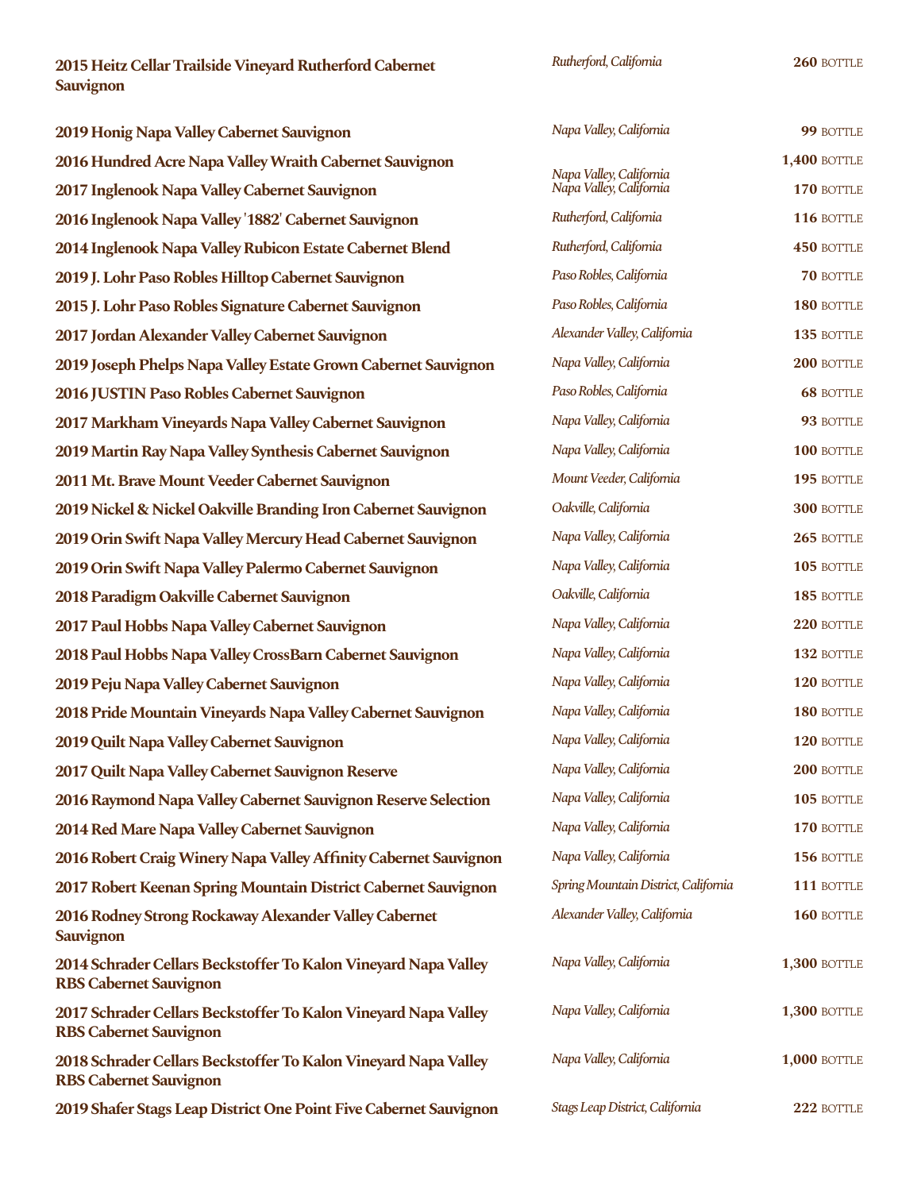| Wine | Region | Price |
|---|---|---|
| **2015 Heitz Cellar Trailside Vineyard Rutherford Cabernet Sauvignon** | *Rutherford, California* | **260** BOTTLE |
| **2019 Honig Napa Valley Cabernet Sauvignon** | *Napa Valley, California* | **99** BOTTLE |
| **2016 Hundred Acre Napa Valley Wraith Cabernet Sauvignon** | *Napa Valley, California* | **1,400** BOTTLE |
| **2017 Inglenook Napa Valley Cabernet Sauvignon** | *Napa Valley, California* | **170** BOTTLE |
| **2016 Inglenook Napa Valley '1882' Cabernet Sauvignon** | *Rutherford, California* | **116** BOTTLE |
| **2014 Inglenook Napa Valley Rubicon Estate Cabernet Blend** | *Rutherford, California* | **450** BOTTLE |
| **2019 J. Lohr Paso Robles Hilltop Cabernet Sauvignon** | *Paso Robles, California* | **70** BOTTLE |
| **2015 J. Lohr Paso Robles Signature Cabernet Sauvignon** | *Paso Robles, California* | **180** BOTTLE |
| **2017 Jordan Alexander Valley Cabernet Sauvignon** | *Alexander Valley, California* | **135** BOTTLE |
| **2019 Joseph Phelps Napa Valley Estate Grown Cabernet Sauvignon** | *Napa Valley, California* | **200** BOTTLE |
| **2016 JUSTIN Paso Robles Cabernet Sauvignon** | *Paso Robles, California* | **68** BOTTLE |
| **2017 Markham Vineyards Napa Valley Cabernet Sauvignon** | *Napa Valley, California* | **93** BOTTLE |
| **2019 Martin Ray Napa Valley Synthesis Cabernet Sauvignon** | *Napa Valley, California* | **100** BOTTLE |
| **2011 Mt. Brave Mount Veeder Cabernet Sauvignon** | *Mount Veeder, California* | **195** BOTTLE |
| **2019 Nickel & Nickel Oakville Branding Iron Cabernet Sauvignon** | *Oakville, California* | **300** BOTTLE |
| **2019 Orin Swift Napa Valley Mercury Head Cabernet Sauvignon** | *Napa Valley, California* | **265** BOTTLE |
| **2019 Orin Swift Napa Valley Palermo Cabernet Sauvignon** | *Napa Valley, California* | **105** BOTTLE |
| **2018 Paradigm Oakville Cabernet Sauvignon** | *Oakville, California* | **185** BOTTLE |
| **2017 Paul Hobbs Napa Valley Cabernet Sauvignon** | *Napa Valley, California* | **220** BOTTLE |
| **2018 Paul Hobbs Napa Valley CrossBarn Cabernet Sauvignon** | *Napa Valley, California* | **132** BOTTLE |
| **2019 Peju Napa Valley Cabernet Sauvignon** | *Napa Valley, California* | **120** BOTTLE |
| **2018 Pride Mountain Vineyards Napa Valley Cabernet Sauvignon** | *Napa Valley, California* | **180** BOTTLE |
| **2019 Quilt Napa Valley Cabernet Sauvignon** | *Napa Valley, California* | **120** BOTTLE |
| **2017 Quilt Napa Valley Cabernet Sauvignon Reserve** | *Napa Valley, California* | **200** BOTTLE |
| **2016 Raymond Napa Valley Cabernet Sauvignon Reserve Selection** | *Napa Valley, California* | **105** BOTTLE |
| **2014 Red Mare Napa Valley Cabernet Sauvignon** | *Napa Valley, California* | **170** BOTTLE |
| **2016 Robert Craig Winery Napa Valley Affinity Cabernet Sauvignon** | *Napa Valley, California* | **156** BOTTLE |
| **2017 Robert Keenan Spring Mountain District Cabernet Sauvignon** | *Spring Mountain District, California* | **111** BOTTLE |
| **2016 Rodney Strong Rockaway Alexander Valley Cabernet Sauvignon** | *Alexander Valley, California* | **160** BOTTLE |
| **2014 Schrader Cellars Beckstoffer To Kalon Vineyard Napa Valley RBS Cabernet Sauvignon** | *Napa Valley, California* | **1,300** BOTTLE |
| **2017 Schrader Cellars Beckstoffer To Kalon Vineyard Napa Valley RBS Cabernet Sauvignon** | *Napa Valley, California* | **1,300** BOTTLE |
| **2018 Schrader Cellars Beckstoffer To Kalon Vineyard Napa Valley RBS Cabernet Sauvignon** | *Napa Valley, California* | **1,000** BOTTLE |
| **2019 Shafer Stags Leap District One Point Five Cabernet Sauvignon** | *Stags Leap District, California* | **222** BOTTLE |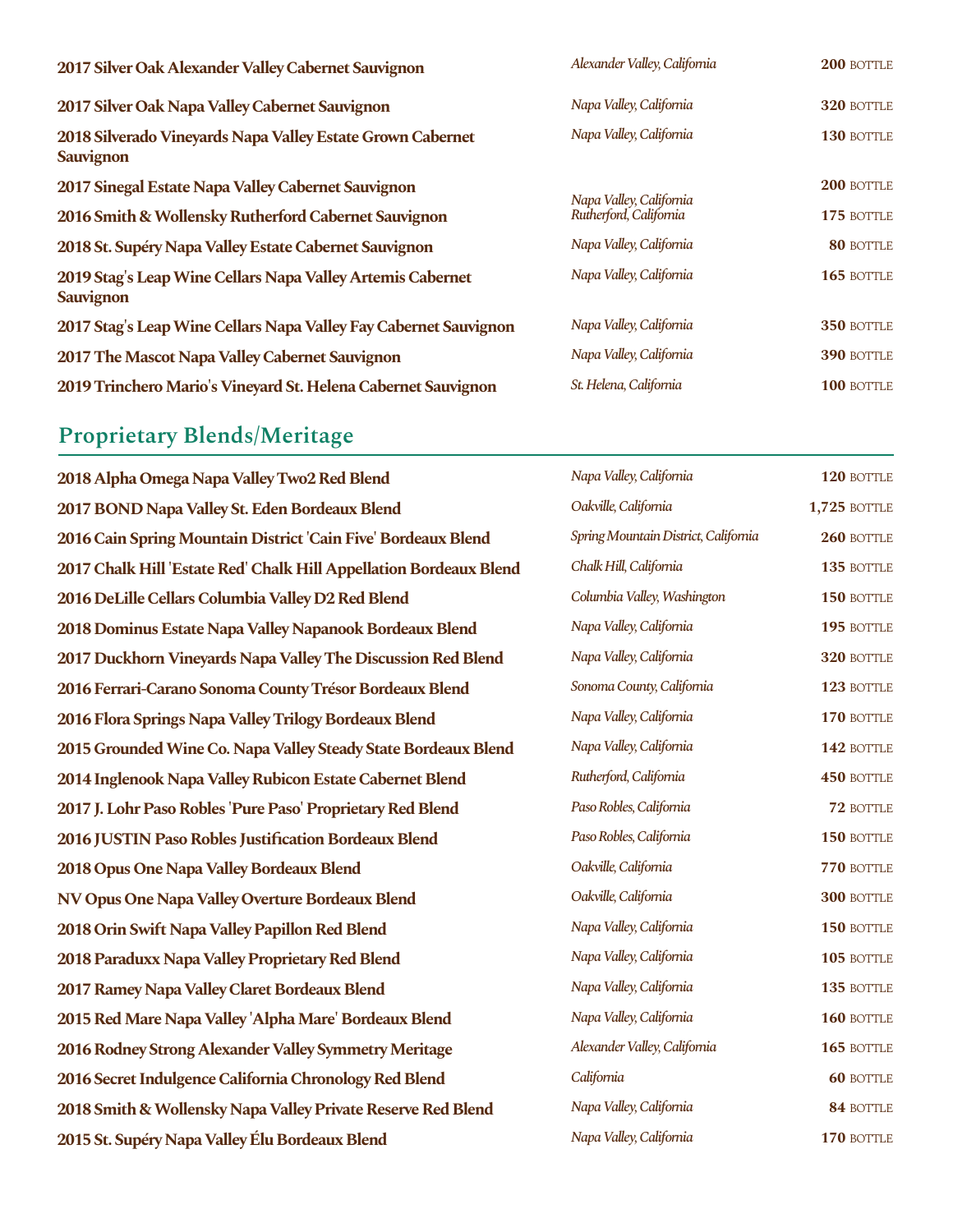| | | |
|---|---|---|
| **2017 Silver Oak Alexander Valley Cabernet Sauvignon** | *Alexander Valley, California* | **200** BOTTLE |
| **2017 Silver Oak Napa Valley Cabernet Sauvignon** | *Napa Valley, California* | **320** BOTTLE |
| **2018 Silverado Vineyards Napa Valley Estate Grown Cabernet Sauvignon** | *Napa Valley, California* | **130** BOTTLE |
| **2017 Sinegal Estate Napa Valley Cabernet Sauvignon** | *Napa Valley, California* | **200** BOTTLE |
| **2016 Smith & Wollensky Rutherford Cabernet Sauvignon** | *Rutherford, California* | **175** BOTTLE |
| **2018 St. Supéry Napa Valley Estate Cabernet Sauvignon** | *Napa Valley, California* | **80** BOTTLE |
| **2019 Stag's Leap Wine Cellars Napa Valley Artemis Cabernet Sauvignon** | *Napa Valley, California* | **165** BOTTLE |
| **2017 Stag's Leap Wine Cellars Napa Valley Fay Cabernet Sauvignon** | *Napa Valley, California* | **350** BOTTLE |
| **2017 The Mascot Napa Valley Cabernet Sauvignon** | *Napa Valley, California* | **390** BOTTLE |
| **2019 Trinchero Mario's Vineyard St. Helena Cabernet Sauvignon** | *St. Helena, California* | **100** BOTTLE |

## Proprietary Blends/Meritage

| | | |
|---|---|---|
| **2018 Alpha Omega Napa Valley Two2 Red Blend** | *Napa Valley, California* | **120** BOTTLE |
| **2017 BOND Napa Valley St. Eden Bordeaux Blend** | *Oakville, California* | **1,725** BOTTLE |
| **2016 Cain Spring Mountain District 'Cain Five' Bordeaux Blend** | *Spring Mountain District, California* | **260** BOTTLE |
| **2017 Chalk Hill 'Estate Red' Chalk Hill Appellation Bordeaux Blend** | *Chalk Hill, California* | **135** BOTTLE |
| **2016 DeLille Cellars Columbia Valley D2 Red Blend** | *Columbia Valley, Washington* | **150** BOTTLE |
| **2018 Dominus Estate Napa Valley Napanook Bordeaux Blend** | *Napa Valley, California* | **195** BOTTLE |
| **2017 Duckhorn Vineyards Napa Valley The Discussion Red Blend** | *Napa Valley, California* | **320** BOTTLE |
| **2016 Ferrari-Carano Sonoma County Trésor Bordeaux Blend** | *Sonoma County, California* | **123** BOTTLE |
| **2016 Flora Springs Napa Valley Trilogy Bordeaux Blend** | *Napa Valley, California* | **170** BOTTLE |
| **2015 Grounded Wine Co. Napa Valley Steady State Bordeaux Blend** | *Napa Valley, California* | **142** BOTTLE |
| **2014 Inglenook Napa Valley Rubicon Estate Cabernet Blend** | *Rutherford, California* | **450** BOTTLE |
| **2017 J. Lohr Paso Robles 'Pure Paso' Proprietary Red Blend** | *Paso Robles, California* | **72** BOTTLE |
| **2016 JUSTIN Paso Robles Justification Bordeaux Blend** | *Paso Robles, California* | **150** BOTTLE |
| **2018 Opus One Napa Valley Bordeaux Blend** | *Oakville, California* | **770** BOTTLE |
| **NV Opus One Napa Valley Overture Bordeaux Blend** | *Oakville, California* | **300** BOTTLE |
| **2018 Orin Swift Napa Valley Papillon Red Blend** | *Napa Valley, California* | **150** BOTTLE |
| **2018 Paraduxx Napa Valley Proprietary Red Blend** | *Napa Valley, California* | **105** BOTTLE |
| **2017 Ramey Napa Valley Claret Bordeaux Blend** | *Napa Valley, California* | **135** BOTTLE |
| **2015 Red Mare Napa Valley 'Alpha Mare' Bordeaux Blend** | *Napa Valley, California* | **160** BOTTLE |
| **2016 Rodney Strong Alexander Valley Symmetry Meritage** | *Alexander Valley, California* | **165** BOTTLE |
| **2016 Secret Indulgence California Chronology Red Blend** | *California* | **60** BOTTLE |
| **2018 Smith & Wollensky Napa Valley Private Reserve Red Blend** | *Napa Valley, California* | **84** BOTTLE |
| **2015 St. Supéry Napa Valley Élu Bordeaux Blend** | *Napa Valley, California* | **170** BOTTLE |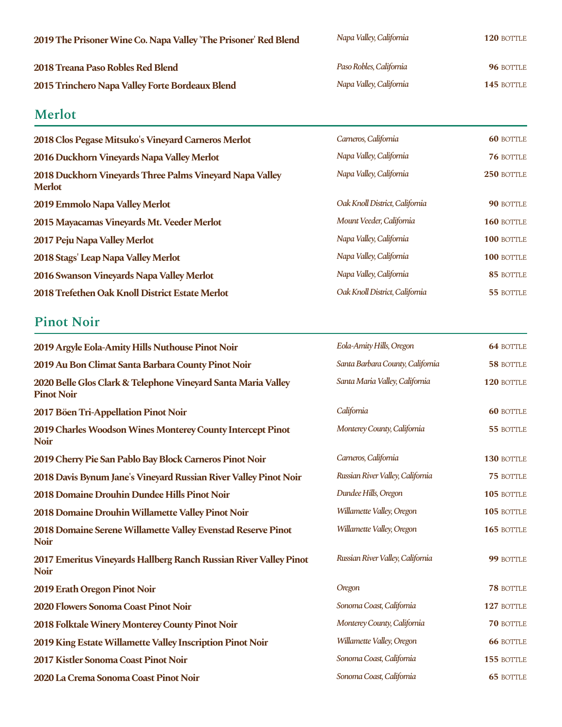| | | |
|---|---|---|
| **2019 The Prisoner Wine Co. Napa Valley 'The Prisoner' Red Blend** | *Napa Valley, California* | **120** BOTTLE |
| **2018 Treana Paso Robles Red Blend** | *Paso Robles, California* | **96** BOTTLE |
| **2015 Trinchero Napa Valley Forte Bordeaux Blend** | *Napa Valley, California* | **145** BOTTLE |

## Merlot

| | | |
|---|---|---|
| **2018 Clos Pegase Mitsuko's Vineyard Carneros Merlot** | *Carneros, California* | **60** BOTTLE |
| **2016 Duckhorn Vineyards Napa Valley Merlot** | *Napa Valley, California* | **76** BOTTLE |
| **2018 Duckhorn Vineyards Three Palms Vineyard Napa Valley Merlot** | *Napa Valley, California* | **250** BOTTLE |
| **2019 Emmolo Napa Valley Merlot** | *Oak Knoll District, California* | **90** BOTTLE |
| **2015 Mayacamas Vineyards Mt. Veeder Merlot** | *Mount Veeder, California* | **160** BOTTLE |
| **2017 Peju Napa Valley Merlot** | *Napa Valley, California* | **100** BOTTLE |
| **2018 Stags' Leap Napa Valley Merlot** | *Napa Valley, California* | **100** BOTTLE |
| **2016 Swanson Vineyards Napa Valley Merlot** | *Napa Valley, California* | **85** BOTTLE |
| **2018 Trefethen Oak Knoll District Estate Merlot** | *Oak Knoll District, California* | **55** BOTTLE |

## Pinot Noir

| | | |
|---|---|---|
| **2019 Argyle Eola-Amity Hills Nuthouse Pinot Noir** | *Eola-Amity Hills, Oregon* | **64** BOTTLE |
| **2019 Au Bon Climat Santa Barbara County Pinot Noir** | *Santa Barbara County, California* | **58** BOTTLE |
| **2020 Belle Glos Clark & Telephone Vineyard Santa Maria Valley Pinot Noir** | *Santa Maria Valley, California* | **120** BOTTLE |
| **2017 Böen Tri-Appellation Pinot Noir** | *California* | **60** BOTTLE |
| **2019 Charles Woodson Wines Monterey County Intercept Pinot Noir** | *Monterey County, California* | **55** BOTTLE |
| **2019 Cherry Pie San Pablo Bay Block Carneros Pinot Noir** | *Carneros, California* | **130** BOTTLE |
| **2018 Davis Bynum Jane's Vineyard Russian River Valley Pinot Noir** | *Russian River Valley, California* | **75** BOTTLE |
| **2018 Domaine Drouhin Dundee Hills Pinot Noir** | *Dundee Hills, Oregon* | **105** BOTTLE |
| **2018 Domaine Drouhin Willamette Valley Pinot Noir** | *Willamette Valley, Oregon* | **105** BOTTLE |
| **2018 Domaine Serene Willamette Valley Evenstad Reserve Pinot Noir** | *Willamette Valley, Oregon* | **165** BOTTLE |
| **2017 Emeritus Vineyards Hallberg Ranch Russian River Valley Pinot Noir** | *Russian River Valley, California* | **99** BOTTLE |
| **2019 Erath Oregon Pinot Noir** | *Oregon* | **78** BOTTLE |
| **2020 Flowers Sonoma Coast Pinot Noir** | *Sonoma Coast, California* | **127** BOTTLE |
| **2018 Folktale Winery Monterey County Pinot Noir** | *Monterey County, California* | **70** BOTTLE |
| **2019 King Estate Willamette Valley Inscription Pinot Noir** | *Willamette Valley, Oregon* | **66** BOTTLE |
| **2017 Kistler Sonoma Coast Pinot Noir** | *Sonoma Coast, California* | **155** BOTTLE |
| **2020 La Crema Sonoma Coast Pinot Noir** | *Sonoma Coast, California* | **65** BOTTLE |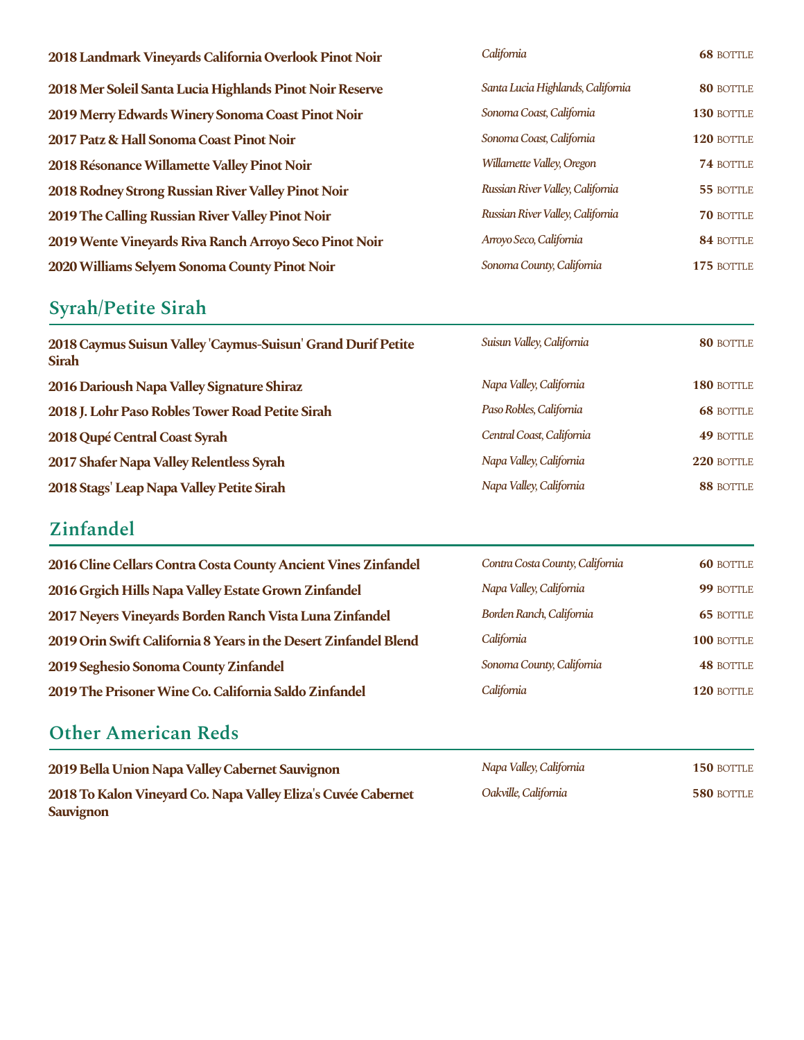| | | |
|---|---|---|
| **2018 Landmark Vineyards California Overlook Pinot Noir** | *California* | **68** BOTTLE |
| **2018 Mer Soleil Santa Lucia Highlands Pinot Noir Reserve** | *Santa Lucia Highlands, California* | **80** BOTTLE |
| **2019 Merry Edwards Winery Sonoma Coast Pinot Noir** | *Sonoma Coast, California* | **130** BOTTLE |
| **2017 Patz & Hall Sonoma Coast Pinot Noir** | *Sonoma Coast, California* | **120** BOTTLE |
| **2018 Résonance Willamette Valley Pinot Noir** | *Willamette Valley, Oregon* | **74** BOTTLE |
| **2018 Rodney Strong Russian River Valley Pinot Noir** | *Russian River Valley, California* | **55** BOTTLE |
| **2019 The Calling Russian River Valley Pinot Noir** | *Russian River Valley, California* | **70** BOTTLE |
| **2019 Wente Vineyards Riva Ranch Arroyo Seco Pinot Noir** | *Arroyo Seco, California* | **84** BOTTLE |
| **2020 Williams Selyem Sonoma County Pinot Noir** | *Sonoma County, California* | **175** BOTTLE |

## Syrah/Petite Sirah

| | | |
|---|---|---|
| **2018 Caymus Suisun Valley 'Caymus-Suisun' Grand Durif Petite Sirah** | *Suisun Valley, California* | **80** BOTTLE |
| **2016 Darioush Napa Valley Signature Shiraz** | *Napa Valley, California* | **180** BOTTLE |
| **2018 J. Lohr Paso Robles Tower Road Petite Sirah** | *Paso Robles, California* | **68** BOTTLE |
| **2018 Qupé Central Coast Syrah** | *Central Coast, California* | **49** BOTTLE |
| **2017 Shafer Napa Valley Relentless Syrah** | *Napa Valley, California* | **220** BOTTLE |
| **2018 Stags' Leap Napa Valley Petite Sirah** | *Napa Valley, California* | **88** BOTTLE |

## Zinfandel

| | | |
|---|---|---|
| **2016 Cline Cellars Contra Costa County Ancient Vines Zinfandel** | *Contra Costa County, California* | **60** BOTTLE |
| **2016 Grgich Hills Napa Valley Estate Grown Zinfandel** | *Napa Valley, California* | **99** BOTTLE |
| **2017 Neyers Vineyards Borden Ranch Vista Luna Zinfandel** | *Borden Ranch, California* | **65** BOTTLE |
| **2019 Orin Swift California 8 Years in the Desert Zinfandel Blend** | *California* | **100** BOTTLE |
| **2019 Seghesio Sonoma County Zinfandel** | *Sonoma County, California* | **48** BOTTLE |
| **2019 The Prisoner Wine Co. California Saldo Zinfandel** | *California* | **120** BOTTLE |

## Other American Reds

| | | |
|---|---|---|
| **2019 Bella Union Napa Valley Cabernet Sauvignon** | *Napa Valley, California* | **150** BOTTLE |
| **2018 To Kalon Vineyard Co. Napa Valley Eliza's Cuvée Cabernet Sauvignon** | *Oakville, California* | **580** BOTTLE |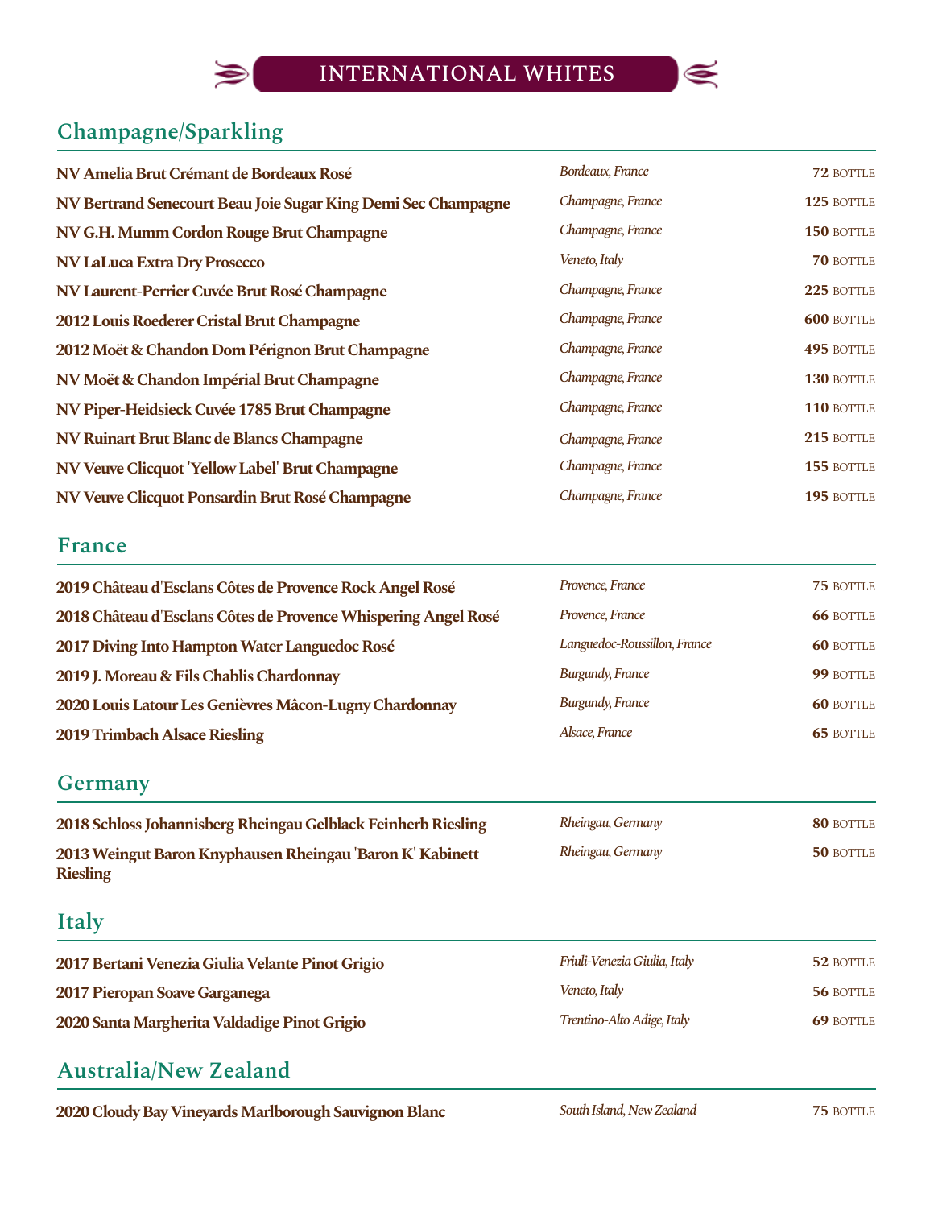# INTERNATIONAL WHITES

## Champagne/Sparkling

| | | |
|---|---|---|
| **NV Amelia Brut Crémant de Bordeaux Rosé** | *Bordeaux, France* | **72** BOTTLE |
| **NV Bertrand Senecourt Beau Joie Sugar King Demi Sec Champagne** | *Champagne, France* | **125** BOTTLE |
| **NV G.H. Mumm Cordon Rouge Brut Champagne** | *Champagne, France* | **150** BOTTLE |
| **NV LaLuca Extra Dry Prosecco** | *Veneto, Italy* | **70** BOTTLE |
| **NV Laurent-Perrier Cuvée Brut Rosé Champagne** | *Champagne, France* | **225** BOTTLE |
| **2012 Louis Roederer Cristal Brut Champagne** | *Champagne, France* | **600** BOTTLE |
| **2012 Moët & Chandon Dom Pérignon Brut Champagne** | *Champagne, France* | **495** BOTTLE |
| **NV Moët & Chandon Impérial Brut Champagne** | *Champagne, France* | **130** BOTTLE |
| **NV Piper-Heidsieck Cuvée 1785 Brut Champagne** | *Champagne, France* | **110** BOTTLE |
| **NV Ruinart Brut Blanc de Blancs Champagne** | *Champagne, France* | **215** BOTTLE |
| **NV Veuve Clicquot 'Yellow Label' Brut Champagne** | *Champagne, France* | **155** BOTTLE |
| **NV Veuve Clicquot Ponsardin Brut Rosé Champagne** | *Champagne, France* | **195** BOTTLE |

## France

| | | |
|---|---|---|
| **2019 Château d'Esclans Côtes de Provence Rock Angel Rosé** | *Provence, France* | **75** BOTTLE |
| **2018 Château d'Esclans Côtes de Provence Whispering Angel Rosé** | *Provence, France* | **66** BOTTLE |
| **2017 Diving Into Hampton Water Languedoc Rosé** | *Languedoc-Roussillon, France* | **60** BOTTLE |
| **2019 J. Moreau & Fils Chablis Chardonnay** | *Burgundy, France* | **99** BOTTLE |
| **2020 Louis Latour Les Genièvres Mâcon-Lugny Chardonnay** | *Burgundy, France* | **60** BOTTLE |
| **2019 Trimbach Alsace Riesling** | *Alsace, France* | **65** BOTTLE |

## Germany

| | | |
|---|---|---|
| **2018 Schloss Johannisberg Rheingau Gelblack Feinherb Riesling** | *Rheingau, Germany* | **80** BOTTLE |
| **2013 Weingut Baron Knyphausen Rheingau 'Baron K' Kabinett Riesling** | *Rheingau, Germany* | **50** BOTTLE |

## Italy

| | | |
|---|---|---|
| **2017 Bertani Venezia Giulia Velante Pinot Grigio** | *Friuli-Venezia Giulia, Italy* | **52** BOTTLE |
| **2017 Pieropan Soave Garganega** | *Veneto, Italy* | **56** BOTTLE |
| **2020 Santa Margherita Valdadige Pinot Grigio** | *Trentino-Alto Adige, Italy* | **69** BOTTLE |

## Australia/New Zealand

| | | |
|---|---|---|
| **2020 Cloudy Bay Vineyards Marlborough Sauvignon Blanc** | *South Island, New Zealand* | **75** BOTTLE |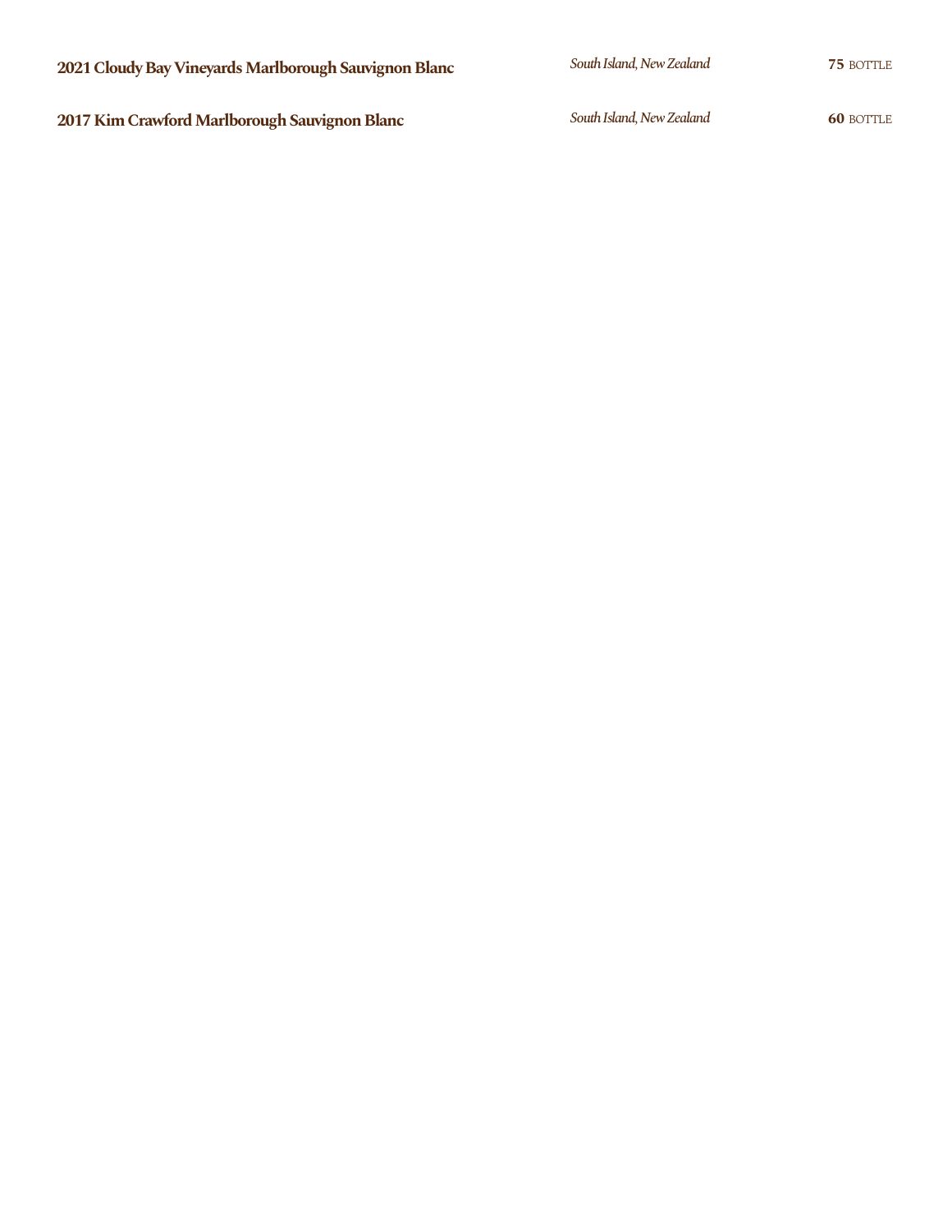**2021 Cloudy Bay Vineyards Marlborough Sauvignon Blanc** *South Island, New Zealand* **75** BOTTLE

**2017 Kim Crawford Marlborough Sauvignon Blanc** *South Island, New Zealand* **60** BOTTLE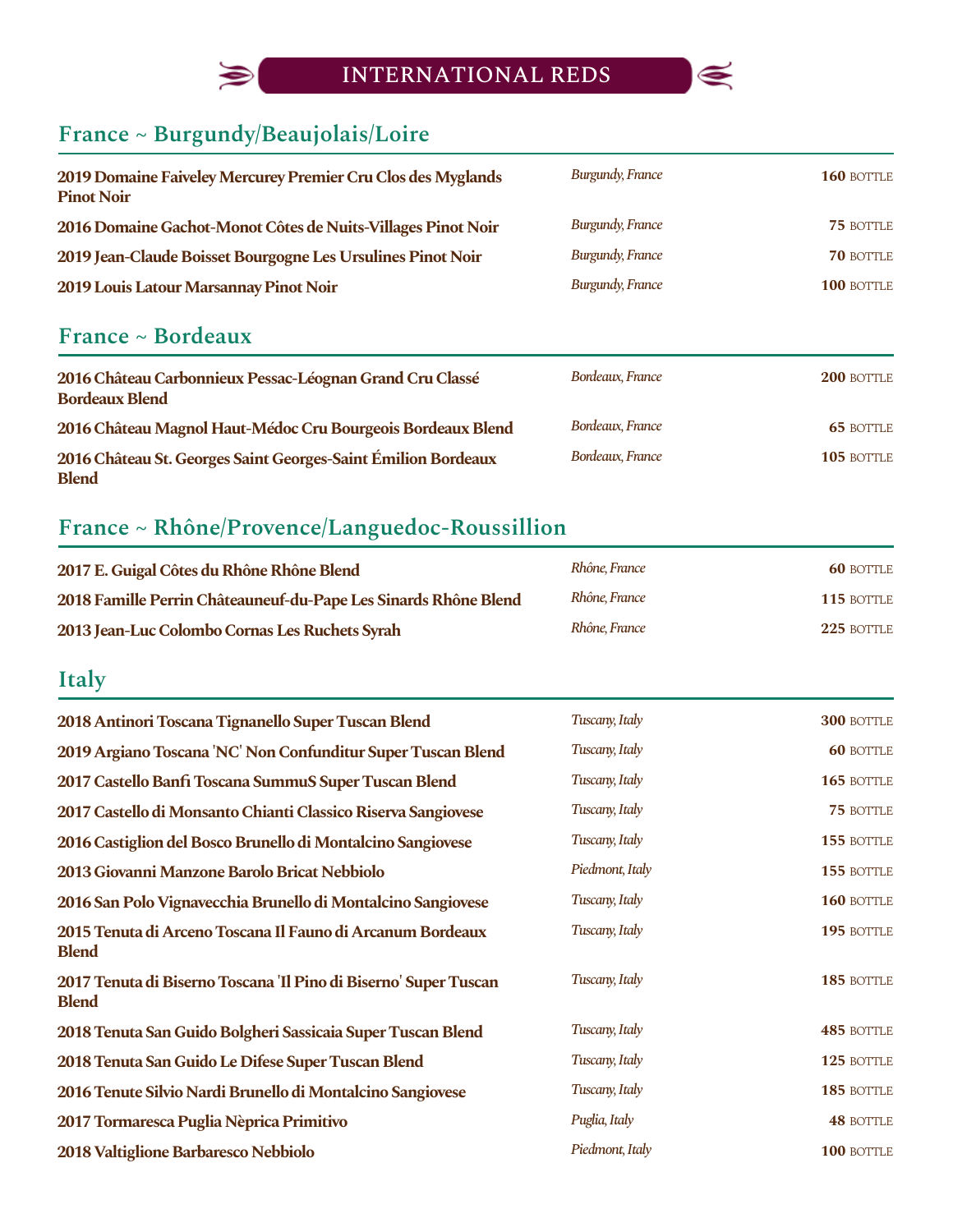# INTERNATIONAL REDS

## France ~ Burgundy/Beaujolais/Loire

| Wine | Region | Price |
|---|---|---|
| **2019 Domaine Faiveley Mercurey Premier Cru Clos des Myglands Pinot Noir** | *Burgundy, France* | **160** BOTTLE |
| **2016 Domaine Gachot-Monot Côtes de Nuits-Villages Pinot Noir** | *Burgundy, France* | **75** BOTTLE |
| **2019 Jean-Claude Boisset Bourgogne Les Ursulines Pinot Noir** | *Burgundy, France* | **70** BOTTLE |
| **2019 Louis Latour Marsannay Pinot Noir** | *Burgundy, France* | **100** BOTTLE |

## France ~ Bordeaux

| Wine | Region | Price |
|---|---|---|
| **2016 Château Carbonnieux Pessac-Léognan Grand Cru Classé Bordeaux Blend** | *Bordeaux, France* | **200** BOTTLE |
| **2016 Château Magnol Haut-Médoc Cru Bourgeois Bordeaux Blend** | *Bordeaux, France* | **65** BOTTLE |
| **2016 Château St. Georges Saint Georges-Saint Émilion Bordeaux Blend** | *Bordeaux, France* | **105** BOTTLE |

## France ~ Rhône/Provence/Languedoc-Roussillion

| Wine | Region | Price |
|---|---|---|
| **2017 E. Guigal Côtes du Rhône Rhône Blend** | *Rhône, France* | **60** BOTTLE |
| **2018 Famille Perrin Châteauneuf-du-Pape Les Sinards Rhône Blend** | *Rhône, France* | **115** BOTTLE |
| **2013 Jean-Luc Colombo Cornas Les Ruchets Syrah** | *Rhône, France* | **225** BOTTLE |

## Italy

| Wine | Region | Price |
|---|---|---|
| **2018 Antinori Toscana Tignanello Super Tuscan Blend** | *Tuscany, Italy* | **300** BOTTLE |
| **2019 Argiano Toscana 'NC' Non Confunditur Super Tuscan Blend** | *Tuscany, Italy* | **60** BOTTLE |
| **2017 Castello Banfi Toscana SummuS Super Tuscan Blend** | *Tuscany, Italy* | **165** BOTTLE |
| **2017 Castello di Monsanto Chianti Classico Riserva Sangiovese** | *Tuscany, Italy* | **75** BOTTLE |
| **2016 Castiglion del Bosco Brunello di Montalcino Sangiovese** | *Tuscany, Italy* | **155** BOTTLE |
| **2013 Giovanni Manzone Barolo Bricat Nebbiolo** | *Piedmont, Italy* | **155** BOTTLE |
| **2016 San Polo Vignavecchia Brunello di Montalcino Sangiovese** | *Tuscany, Italy* | **160** BOTTLE |
| **2015 Tenuta di Arceno Toscana Il Fauno di Arcanum Bordeaux Blend** | *Tuscany, Italy* | **195** BOTTLE |
| **2017 Tenuta di Biserno Toscana 'Il Pino di Biserno' Super Tuscan Blend** | *Tuscany, Italy* | **185** BOTTLE |
| **2018 Tenuta San Guido Bolgheri Sassicaia Super Tuscan Blend** | *Tuscany, Italy* | **485** BOTTLE |
| **2018 Tenuta San Guido Le Difese Super Tuscan Blend** | *Tuscany, Italy* | **125** BOTTLE |
| **2016 Tenute Silvio Nardi Brunello di Montalcino Sangiovese** | *Tuscany, Italy* | **185** BOTTLE |
| **2017 Tormaresca Puglia Nèprica Primitivo** | *Puglia, Italy* | **48** BOTTLE |
| **2018 Valtiglione Barbaresco Nebbiolo** | *Piedmont, Italy* | **100** BOTTLE |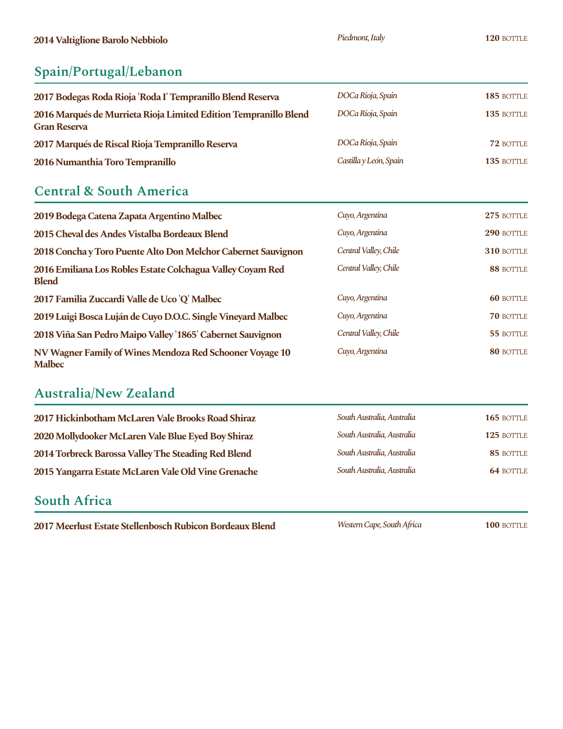**2014 Valtiglione Barolo Nebbiolo** — *Piedmont, Italy* — **120** BOTTLE

## Spain/Portugal/Lebanon

**2017 Bodegas Roda Rioja 'Roda I' Tempranillo Blend Reserva** — *DOCa Rioja, Spain* — **185** BOTTLE

**2016 Marqués de Murrieta Rioja Limited Edition Tempranillo Blend Gran Reserva** — *DOCa Rioja, Spain* — **135** BOTTLE

**2017 Marqués de Riscal Rioja Tempranillo Reserva** — *DOCa Rioja, Spain* — **72** BOTTLE

**2016 Numanthia Toro Tempranillo** — *Castilla y León, Spain* — **135** BOTTLE

## Central & South America

**2019 Bodega Catena Zapata Argentino Malbec** — *Cuyo, Argentina* — **275** BOTTLE

**2015 Cheval des Andes Vistalba Bordeaux Blend** — *Cuyo, Argentina* — **290** BOTTLE

**2018 Concha y Toro Puente Alto Don Melchor Cabernet Sauvignon** — *Central Valley, Chile* — **310** BOTTLE

**2016 Emiliana Los Robles Estate Colchagua Valley Coyam Red Blend** — *Central Valley, Chile* — **88** BOTTLE

**2017 Familia Zuccardi Valle de Uco 'Q' Malbec** — *Cuyo, Argentina* — **60** BOTTLE

**2019 Luigi Bosca Luján de Cuyo D.O.C. Single Vineyard Malbec** — *Cuyo, Argentina* — **70** BOTTLE

**2018 Viña San Pedro Maipo Valley '1865' Cabernet Sauvignon** — *Central Valley, Chile* — **55** BOTTLE

**NV Wagner Family of Wines Mendoza Red Schooner Voyage 10 Malbec** — *Cuyo, Argentina* — **80** BOTTLE

## Australia/New Zealand

**2017 Hickinbotham McLaren Vale Brooks Road Shiraz** — *South Australia, Australia* — **165** BOTTLE

**2020 Mollydooker McLaren Vale Blue Eyed Boy Shiraz** — *South Australia, Australia* — **125** BOTTLE

**2014 Torbreck Barossa Valley The Steading Red Blend** — *South Australia, Australia* — **85** BOTTLE

**2015 Yangarra Estate McLaren Vale Old Vine Grenache** — *South Australia, Australia* — **64** BOTTLE

## South Africa

**2017 Meerlust Estate Stellenbosch Rubicon Bordeaux Blend** — *Western Cape, South Africa* — **100** BOTTLE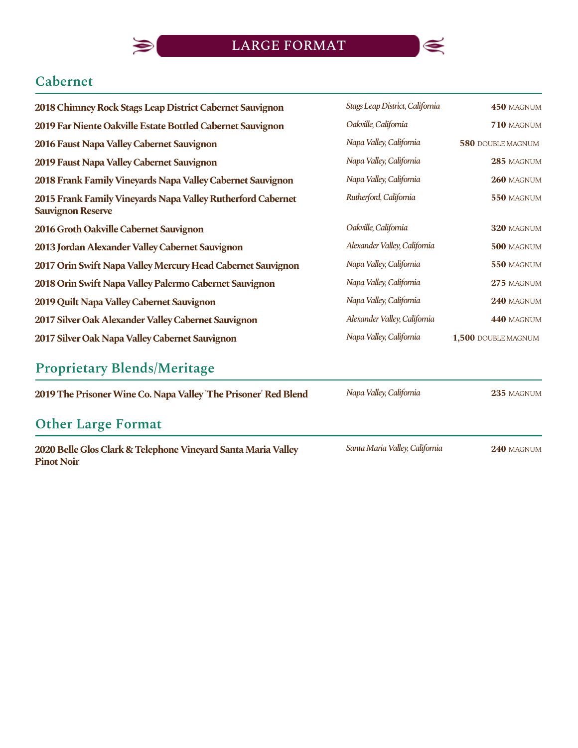# LARGE FORMAT

## Cabernet

| Wine | Region | Price |
|---|---|---|
| **2018 Chimney Rock Stags Leap District Cabernet Sauvignon** | *Stags Leap District, California* | **450** MAGNUM |
| **2019 Far Niente Oakville Estate Bottled Cabernet Sauvignon** | *Oakville, California* | **710** MAGNUM |
| **2016 Faust Napa Valley Cabernet Sauvignon** | *Napa Valley, California* | **580** DOUBLE MAGNUM |
| **2019 Faust Napa Valley Cabernet Sauvignon** | *Napa Valley, California* | **285** MAGNUM |
| **2018 Frank Family Vineyards Napa Valley Cabernet Sauvignon** | *Napa Valley, California* | **260** MAGNUM |
| **2015 Frank Family Vineyards Napa Valley Rutherford Cabernet Sauvignon Reserve** | *Rutherford, California* | **550** MAGNUM |
| **2016 Groth Oakville Cabernet Sauvignon** | *Oakville, California* | **320** MAGNUM |
| **2013 Jordan Alexander Valley Cabernet Sauvignon** | *Alexander Valley, California* | **500** MAGNUM |
| **2017 Orin Swift Napa Valley Mercury Head Cabernet Sauvignon** | *Napa Valley, California* | **550** MAGNUM |
| **2018 Orin Swift Napa Valley Palermo Cabernet Sauvignon** | *Napa Valley, California* | **275** MAGNUM |
| **2019 Quilt Napa Valley Cabernet Sauvignon** | *Napa Valley, California* | **240** MAGNUM |
| **2017 Silver Oak Alexander Valley Cabernet Sauvignon** | *Alexander Valley, California* | **440** MAGNUM |
| **2017 Silver Oak Napa Valley Cabernet Sauvignon** | *Napa Valley, California* | **1,500** DOUBLE MAGNUM |

## Proprietary Blends/Meritage

| Wine | Region | Price |
|---|---|---|
| **2019 The Prisoner Wine Co. Napa Valley 'The Prisoner' Red Blend** | *Napa Valley, California* | **235** MAGNUM |

## Other Large Format

| Wine | Region | Price |
|---|---|---|
| **2020 Belle Glos Clark & Telephone Vineyard Santa Maria Valley Pinot Noir** | *Santa Maria Valley, California* | **240** MAGNUM |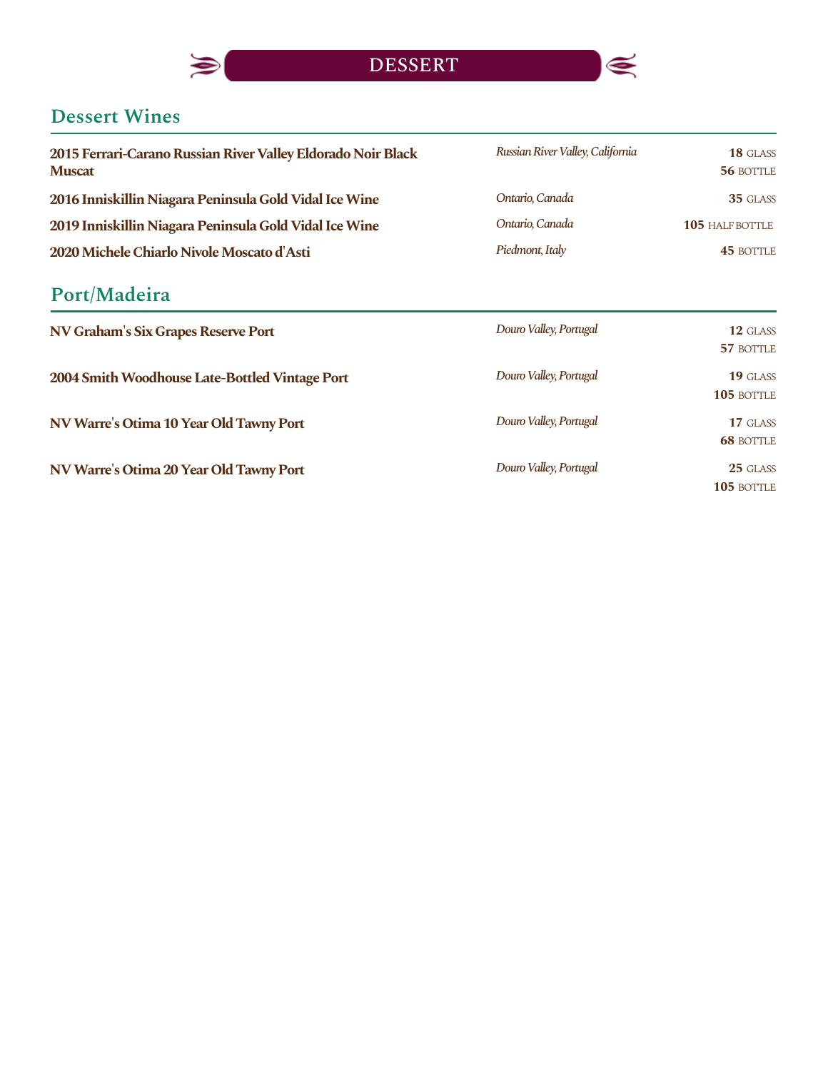# DESSERT

## Dessert Wines

| | | |
|---|---|---|
| **2015 Ferrari-Carano Russian River Valley Eldorado Noir Black Muscat** | *Russian River Valley, California* | **18** GLASS<br>**56** BOTTLE |
| **2016 Inniskillin Niagara Peninsula Gold Vidal Ice Wine** | *Ontario, Canada* | **35** GLASS |
| **2019 Inniskillin Niagara Peninsula Gold Vidal Ice Wine** | *Ontario, Canada* | **105** HALF BOTTLE |
| **2020 Michele Chiarlo Nivole Moscato d'Asti** | *Piedmont, Italy* | **45** BOTTLE |

## Port/Madeira

| | | |
|---|---|---|
| **NV Graham's Six Grapes Reserve Port** | *Douro Valley, Portugal* | **12** GLASS<br>**57** BOTTLE |
| **2004 Smith Woodhouse Late-Bottled Vintage Port** | *Douro Valley, Portugal* | **19** GLASS<br>**105** BOTTLE |
| **NV Warre's Otima 10 Year Old Tawny Port** | *Douro Valley, Portugal* | **17** GLASS<br>**68** BOTTLE |
| **NV Warre's Otima 20 Year Old Tawny Port** | *Douro Valley, Portugal* | **25** GLASS<br>**105** BOTTLE |